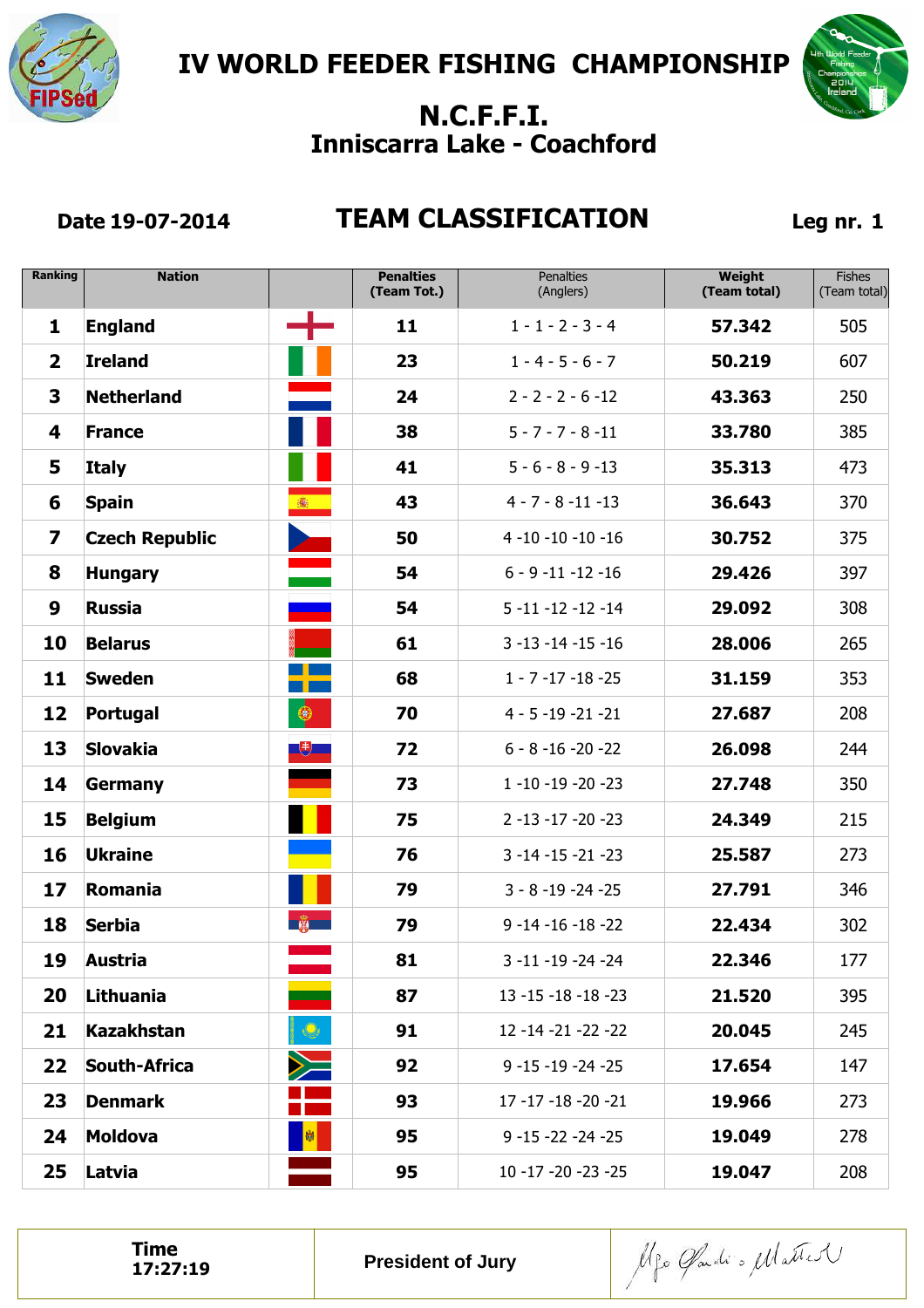# IV WORLD FEEDER FISHING CHAMPIONSHIP

## N.C.F.F.I.
## Inniscarra Lake - Coachford

**Date 19-07-2014**

## TEAM CLASSIFICATION

**Leg nr. 1**

| Ranking | Nation | | Penalties (Team Tot.) | Penalties (Anglers) | Weight (Team total) | Fishes (Team total) |
|---|---|---|---|---|---|---|
| 1 | England | | 11 | 1 - 1 - 2 - 3 - 4 | 57.342 | 505 |
| 2 | Ireland | | 23 | 1 - 4 - 5 - 6 - 7 | 50.219 | 607 |
| 3 | Netherland | | 24 | 2 - 2 - 2 - 6 -12 | 43.363 | 250 |
| 4 | France | | 38 | 5 - 7 - 7 - 8 -11 | 33.780 | 385 |
| 5 | Italy | | 41 | 5 - 6 - 8 - 9 -13 | 35.313 | 473 |
| 6 | Spain | | 43 | 4 - 7 - 8 -11 -13 | 36.643 | 370 |
| 7 | Czech Republic | | 50 | 4 -10 -10 -10 -16 | 30.752 | 375 |
| 8 | Hungary | | 54 | 6 - 9 -11 -12 -16 | 29.426 | 397 |
| 9 | Russia | | 54 | 5 -11 -12 -12 -14 | 29.092 | 308 |
| 10 | Belarus | | 61 | 3 -13 -14 -15 -16 | 28.006 | 265 |
| 11 | Sweden | | 68 | 1 - 7 -17 -18 -25 | 31.159 | 353 |
| 12 | Portugal | | 70 | 4 - 5 -19 -21 -21 | 27.687 | 208 |
| 13 | Slovakia | | 72 | 6 - 8 -16 -20 -22 | 26.098 | 244 |
| 14 | Germany | | 73 | 1 -10 -19 -20 -23 | 27.748 | 350 |
| 15 | Belgium | | 75 | 2 -13 -17 -20 -23 | 24.349 | 215 |
| 16 | Ukraine | | 76 | 3 -14 -15 -21 -23 | 25.587 | 273 |
| 17 | Romania | | 79 | 3 - 8 -19 -24 -25 | 27.791 | 346 |
| 18 | Serbia | | 79 | 9 -14 -16 -18 -22 | 22.434 | 302 |
| 19 | Austria | | 81 | 3 -11 -19 -24 -24 | 22.346 | 177 |
| 20 | Lithuania | | 87 | 13 -15 -18 -18 -23 | 21.520 | 395 |
| 21 | Kazakhstan | | 91 | 12 -14 -21 -22 -22 | 20.045 | 245 |
| 22 | South-Africa | | 92 | 9 -15 -19 -24 -25 | 17.654 | 147 |
| 23 | Denmark | | 93 | 17 -17 -18 -20 -21 | 19.966 | 273 |
| 24 | Moldova | | 95 | 9 -15 -22 -24 -25 | 19.049 | 278 |
| 25 | Latvia | | 95 | 10 -17 -20 -23 -25 | 19.047 | 208 |

| Time 17:27:19 | President of Jury | |
|---|---|---|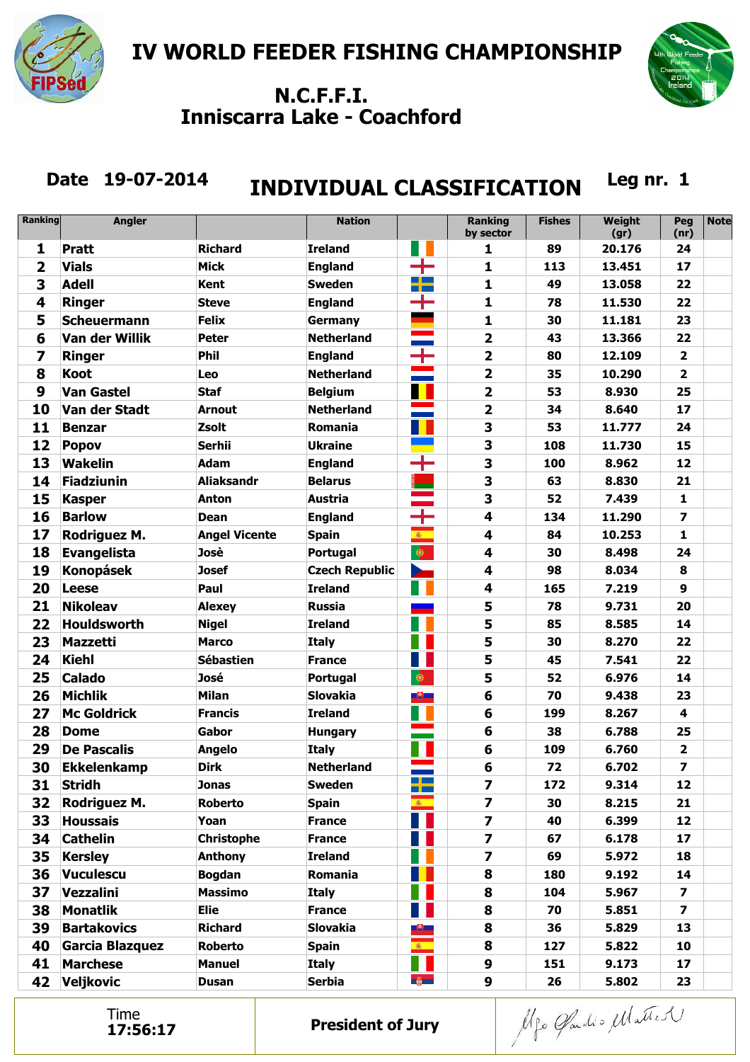# IV WORLD FEEDER FISHING CHAMPIONSHIP

## N.C.F.F.I.
## Inniscarra Lake - Coachford

**Date** 19-07-2014 **INDIVIDUAL CLASSIFICATION** **Leg nr.** 1

| Ranking | Angler | | Nation | | Ranking by sector | Fishes | Weight (gr) | Peg (nr) | Note |
|---|---|---|---|---|---|---|---|---|---|
| 1 | Pratt | Richard | Ireland | | 1 | 89 | 20.176 | 24 | |
| 2 | Vials | Mick | England | | 1 | 113 | 13.451 | 17 | |
| 3 | Adell | Kent | Sweden | | 1 | 49 | 13.058 | 22 | |
| 4 | Ringer | Steve | England | | 1 | 78 | 11.530 | 22 | |
| 5 | Scheuermann | Felix | Germany | | 1 | 30 | 11.181 | 23 | |
| 6 | Van der Willik | Peter | Netherland | | 2 | 43 | 13.366 | 22 | |
| 7 | Ringer | Phil | England | | 2 | 80 | 12.109 | 2 | |
| 8 | Koot | Leo | Netherland | | 2 | 35 | 10.290 | 2 | |
| 9 | Van Gastel | Staf | Belgium | | 2 | 53 | 8.930 | 25 | |
| 10 | Van der Stadt | Arnout | Netherland | | 2 | 34 | 8.640 | 17 | |
| 11 | Benzar | Zsolt | Romania | | 3 | 53 | 11.777 | 24 | |
| 12 | Popov | Serhii | Ukraine | | 3 | 108 | 11.730 | 15 | |
| 13 | Wakelin | Adam | England | | 3 | 100 | 8.962 | 12 | |
| 14 | Fiadziunin | Aliaksandr | Belarus | | 3 | 63 | 8.830 | 21 | |
| 15 | Kasper | Anton | Austria | | 3 | 52 | 7.439 | 1 | |
| 16 | Barlow | Dean | England | | 4 | 134 | 11.290 | 7 | |
| 17 | Rodriguez M. | Angel Vicente | Spain | | 4 | 84 | 10.253 | 1 | |
| 18 | Evangelista | Josè | Portugal | | 4 | 30 | 8.498 | 24 | |
| 19 | Konopásek | Josef | Czech Republic | | 4 | 98 | 8.034 | 8 | |
| 20 | Leese | Paul | Ireland | | 4 | 165 | 7.219 | 9 | |
| 21 | Nikoleav | Alexey | Russia | | 5 | 78 | 9.731 | 20 | |
| 22 | Houldsworth | Nigel | Ireland | | 5 | 85 | 8.585 | 14 | |
| 23 | Mazzetti | Marco | Italy | | 5 | 30 | 8.270 | 22 | |
| 24 | Kiehl | Sébastien | France | | 5 | 45 | 7.541 | 22 | |
| 25 | Calado | José | Portugal | | 5 | 52 | 6.976 | 14 | |
| 26 | Michlik | Milan | Slovakia | | 6 | 70 | 9.438 | 23 | |
| 27 | Mc Goldrick | Francis | Ireland | | 6 | 199 | 8.267 | 4 | |
| 28 | Dome | Gabor | Hungary | | 6 | 38 | 6.788 | 25 | |
| 29 | De Pascalis | Angelo | Italy | | 6 | 109 | 6.760 | 2 | |
| 30 | Ekkelenkamp | Dirk | Netherland | | 6 | 72 | 6.702 | 7 | |
| 31 | Stridh | Jonas | Sweden | | 7 | 172 | 9.314 | 12 | |
| 32 | Rodriguez M. | Roberto | Spain | | 7 | 30 | 8.215 | 21 | |
| 33 | Houssais | Yoan | France | | 7 | 40 | 6.399 | 12 | |
| 34 | Cathelin | Christophe | France | | 7 | 67 | 6.178 | 17 | |
| 35 | Kersley | Anthony | Ireland | | 7 | 69 | 5.972 | 18 | |
| 36 | Vuculescu | Bogdan | Romania | | 8 | 180 | 9.192 | 14 | |
| 37 | Vezzalini | Massimo | Italy | | 8 | 104 | 5.967 | 7 | |
| 38 | Monatlik | Elie | France | | 8 | 70 | 5.851 | 7 | |
| 39 | Bartakovics | Richard | Slovakia | | 8 | 36 | 5.829 | 13 | |
| 40 | Garcia Blazquez | Roberto | Spain | | 8 | 127 | 5.822 | 10 | |
| 41 | Marchese | Manuel | Italy | | 9 | 151 | 9.173 | 17 | |
| 42 | Veljkovic | Dusan | Serbia | | 9 | 26 | 5.802 | 23 | |

| Time 17:56:17 | **President of Jury** | |
|---|---|---|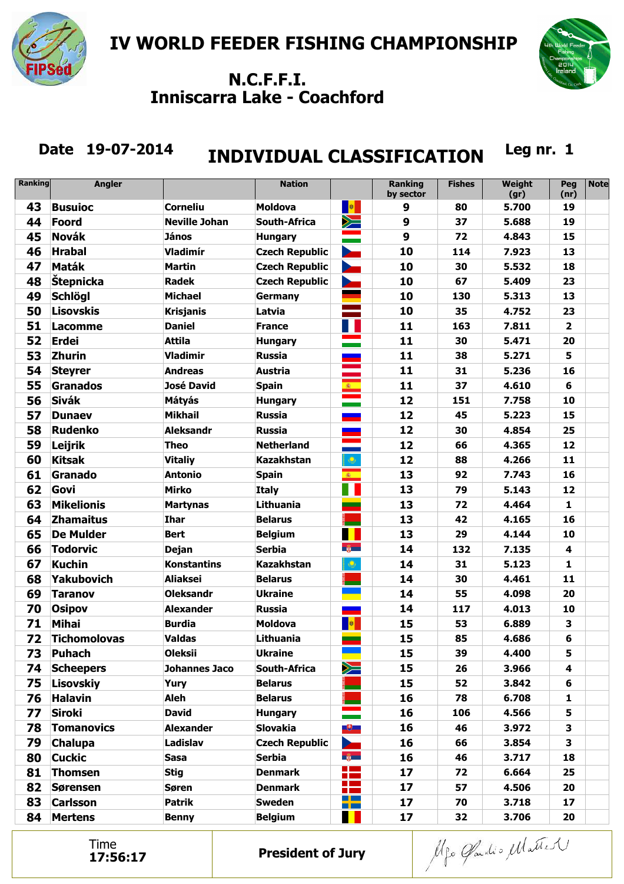# IV WORLD FEEDER FISHING CHAMPIONSHIP

## N.C.F.F.I.
## Inniscarra Lake - Coachford

**Date** 19-07-2014

## INDIVIDUAL CLASSIFICATION

**Leg nr.** 1

| Ranking | Angler | | Nation | | Ranking by sector | Fishes | Weight (gr) | Peg (nr) | Note |
|---|---|---|---|---|---|---|---|---|---|
| 43 | Busuioc | Corneliu | Moldova | | 9 | 80 | 5.700 | 19 | |
| 44 | Foord | Neville Johan | South-Africa | | 9 | 37 | 5.688 | 19 | |
| 45 | Novák | János | Hungary | | 9 | 72 | 4.843 | 15 | |
| 46 | Hrabal | Vladimír | Czech Republic | | 10 | 114 | 7.923 | 13 | |
| 47 | Maták | Martin | Czech Republic | | 10 | 30 | 5.532 | 18 | |
| 48 | Štepnicka | Radek | Czech Republic | | 10 | 67 | 5.409 | 23 | |
| 49 | Schlögl | Michael | Germany | | 10 | 130 | 5.313 | 13 | |
| 50 | Lisovskis | Krisjanis | Latvia | | 10 | 35 | 4.752 | 23 | |
| 51 | Lacomme | Daniel | France | | 11 | 163 | 7.811 | 2 | |
| 52 | Erdei | Attila | Hungary | | 11 | 30 | 5.471 | 20 | |
| 53 | Zhurin | Vladimir | Russia | | 11 | 38 | 5.271 | 5 | |
| 54 | Steyrer | Andreas | Austria | | 11 | 31 | 5.236 | 16 | |
| 55 | Granados | José David | Spain | | 11 | 37 | 4.610 | 6 | |
| 56 | Sivák | Mátyás | Hungary | | 12 | 151 | 7.758 | 10 | |
| 57 | Dunaev | Mikhail | Russia | | 12 | 45 | 5.223 | 15 | |
| 58 | Rudenko | Aleksandr | Russia | | 12 | 30 | 4.854 | 25 | |
| 59 | Leijrik | Theo | Netherland | | 12 | 66 | 4.365 | 12 | |
| 60 | Kitsak | Vitaliy | Kazakhstan | | 12 | 88 | 4.266 | 11 | |
| 61 | Granado | Antonio | Spain | | 13 | 92 | 7.743 | 16 | |
| 62 | Govi | Mirko | Italy | | 13 | 79 | 5.143 | 12 | |
| 63 | Mikelionis | Martynas | Lithuania | | 13 | 72 | 4.464 | 1 | |
| 64 | Zhamaitus | Ihar | Belarus | | 13 | 42 | 4.165 | 16 | |
| 65 | De Mulder | Bert | Belgium | | 13 | 29 | 4.144 | 10 | |
| 66 | Todorvic | Dejan | Serbia | | 14 | 132 | 7.135 | 4 | |
| 67 | Kuchin | Konstantins | Kazakhstan | | 14 | 31 | 5.123 | 1 | |
| 68 | Yakubovich | Aliaksei | Belarus | | 14 | 30 | 4.461 | 11 | |
| 69 | Taranov | Oleksandr | Ukraine | | 14 | 55 | 4.098 | 20 | |
| 70 | Osipov | Alexander | Russia | | 14 | 117 | 4.013 | 10 | |
| 71 | Mihai | Burdia | Moldova | | 15 | 53 | 6.889 | 3 | |
| 72 | Tichomolovas | Valdas | Lithuania | | 15 | 85 | 4.686 | 6 | |
| 73 | Puhach | Oleksii | Ukraine | | 15 | 39 | 4.400 | 5 | |
| 74 | Scheepers | Johannes Jaco | South-Africa | | 15 | 26 | 3.966 | 4 | |
| 75 | Lisovskiy | Yury | Belarus | | 15 | 52 | 3.842 | 6 | |
| 76 | Halavin | Aleh | Belarus | | 16 | 78 | 6.708 | 1 | |
| 77 | Siroki | David | Hungary | | 16 | 106 | 4.566 | 5 | |
| 78 | Tomanovics | Alexander | Slovakia | | 16 | 46 | 3.972 | 3 | |
| 79 | Chalupa | Ladislav | Czech Republic | | 16 | 66 | 3.854 | 3 | |
| 80 | Cuckic | Sasa | Serbia | | 16 | 46 | 3.717 | 18 | |
| 81 | Thomsen | Stig | Denmark | | 17 | 72 | 6.664 | 25 | |
| 82 | Sørensen | Søren | Denmark | | 17 | 57 | 4.506 | 20 | |
| 83 | Carlsson | Patrik | Sweden | | 17 | 70 | 3.718 | 17 | |
| 84 | Mertens | Benny | Belgium | | 17 | 32 | 3.706 | 20 | |

| Time 17:56:17 | **President of Jury** | |
|---|---|---|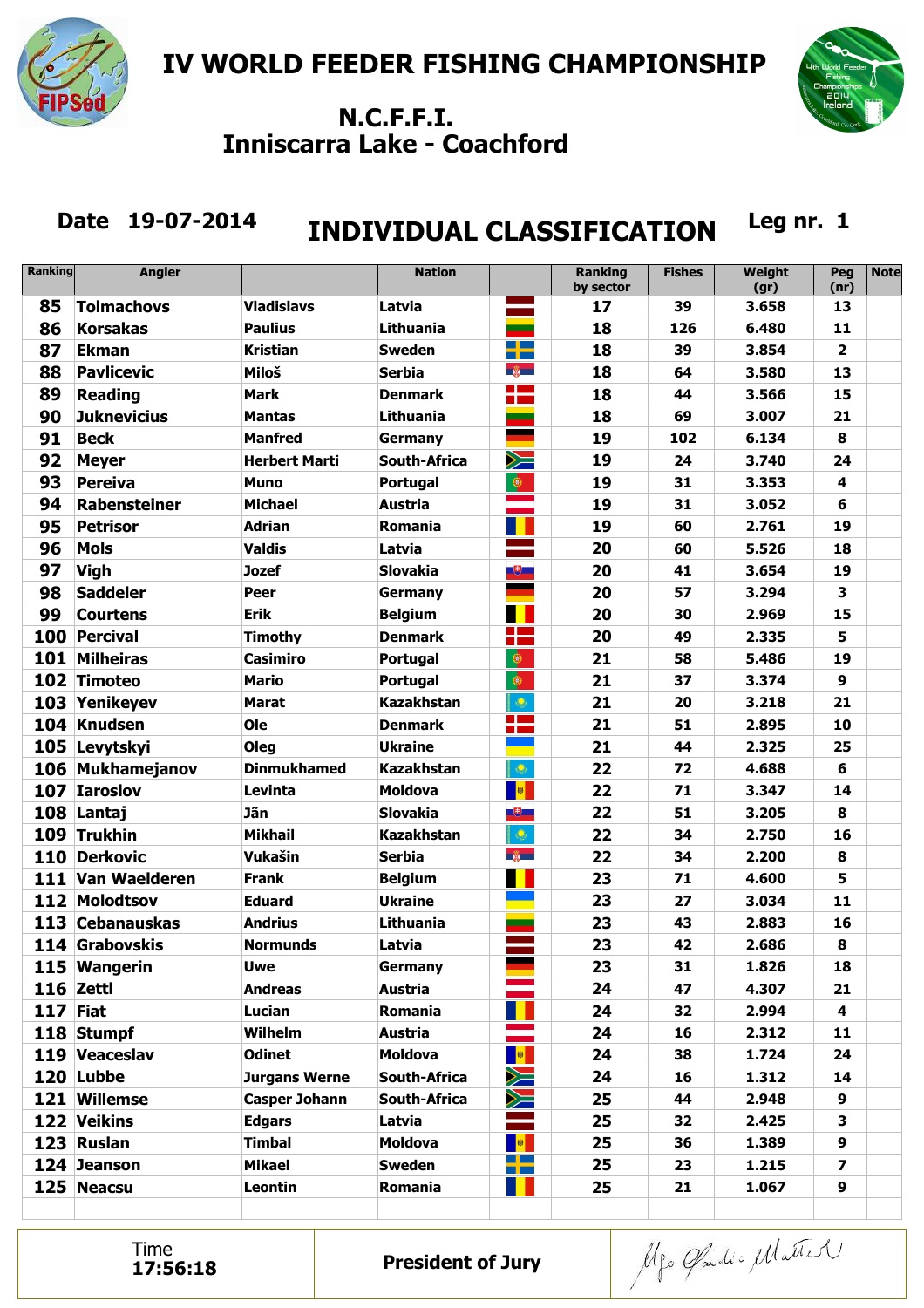# IV WORLD FEEDER FISHING CHAMPIONSHIP

## N.C.F.F.I.
## Inniscarra Lake - Coachford

**Date 19-07-2014** **INDIVIDUAL CLASSIFICATION** **Leg nr. 1**

| Ranking | Angler | | Nation | | Ranking by sector | Fishes | Weight (gr) | Peg (nr) | Note |
|---|---|---|---|---|---|---|---|---|---|
| 85 | Tolmachovs | Vladislavs | Latvia | | 17 | 39 | 3.658 | 13 | |
| 86 | Korsakas | Paulius | Lithuania | | 18 | 126 | 6.480 | 11 | |
| 87 | Ekman | Kristian | Sweden | | 18 | 39 | 3.854 | 2 | |
| 88 | Pavlicevic | Miloš | Serbia | | 18 | 64 | 3.580 | 13 | |
| 89 | Reading | Mark | Denmark | | 18 | 44 | 3.566 | 15 | |
| 90 | Juknevicius | Mantas | Lithuania | | 18 | 69 | 3.007 | 21 | |
| 91 | Beck | Manfred | Germany | | 19 | 102 | 6.134 | 8 | |
| 92 | Meyer | Herbert Marti | South-Africa | | 19 | 24 | 3.740 | 24 | |
| 93 | Pereiva | Muno | Portugal | | 19 | 31 | 3.353 | 4 | |
| 94 | Rabensteiner | Michael | Austria | | 19 | 31 | 3.052 | 6 | |
| 95 | Petrisor | Adrian | Romania | | 19 | 60 | 2.761 | 19 | |
| 96 | Mols | Valdis | Latvia | | 20 | 60 | 5.526 | 18 | |
| 97 | Vigh | Jozef | Slovakia | | 20 | 41 | 3.654 | 19 | |
| 98 | Saddeler | Peer | Germany | | 20 | 57 | 3.294 | 3 | |
| 99 | Courtens | Erik | Belgium | | 20 | 30 | 2.969 | 15 | |
| 100 | Percival | Timothy | Denmark | | 20 | 49 | 2.335 | 5 | |
| 101 | Milheiras | Casimiro | Portugal | | 21 | 58 | 5.486 | 19 | |
| 102 | Timoteo | Mario | Portugal | | 21 | 37 | 3.374 | 9 | |
| 103 | Yenikeyev | Marat | Kazakhstan | | 21 | 20 | 3.218 | 21 | |
| 104 | Knudsen | Ole | Denmark | | 21 | 51 | 2.895 | 10 | |
| 105 | Levytskyi | Oleg | Ukraine | | 21 | 44 | 2.325 | 25 | |
| 106 | Mukhamejanov | Dinmukhamed | Kazakhstan | | 22 | 72 | 4.688 | 6 | |
| 107 | Iaroslov | Levinta | Moldova | | 22 | 71 | 3.347 | 14 | |
| 108 | Lantaj | Jăn | Slovakia | | 22 | 51 | 3.205 | 8 | |
| 109 | Trukhin | Mikhail | Kazakhstan | | 22 | 34 | 2.750 | 16 | |
| 110 | Derkovic | Vukašin | Serbia | | 22 | 34 | 2.200 | 8 | |
| 111 | Van Waelderen | Frank | Belgium | | 23 | 71 | 4.600 | 5 | |
| 112 | Molodtsov | Eduard | Ukraine | | 23 | 27 | 3.034 | 11 | |
| 113 | Cebanauskas | Andrius | Lithuania | | 23 | 43 | 2.883 | 16 | |
| 114 | Grabovskis | Normunds | Latvia | | 23 | 42 | 2.686 | 8 | |
| 115 | Wangerin | Uwe | Germany | | 23 | 31 | 1.826 | 18 | |
| 116 | Zettl | Andreas | Austria | | 24 | 47 | 4.307 | 21 | |
| 117 | Fiat | Lucian | Romania | | 24 | 32 | 2.994 | 4 | |
| 118 | Stumpf | Wilhelm | Austria | | 24 | 16 | 2.312 | 11 | |
| 119 | Veaceslav | Odinet | Moldova | | 24 | 38 | 1.724 | 24 | |
| 120 | Lubbe | Jurgans Werne | South-Africa | | 24 | 16 | 1.312 | 14 | |
| 121 | Willemse | Casper Johann | South-Africa | | 25 | 44 | 2.948 | 9 | |
| 122 | Veikins | Edgars | Latvia | | 25 | 32 | 2.425 | 3 | |
| 123 | Ruslan | Timbal | Moldova | | 25 | 36 | 1.389 | 9 | |
| 124 | Jeanson | Mikael | Sweden | | 25 | 23 | 1.215 | 7 | |
| 125 | Neacsu | Leontin | Romania | | 25 | 21 | 1.067 | 9 | |

| Time 17:56:18 | President of Jury | |
|---|---|---|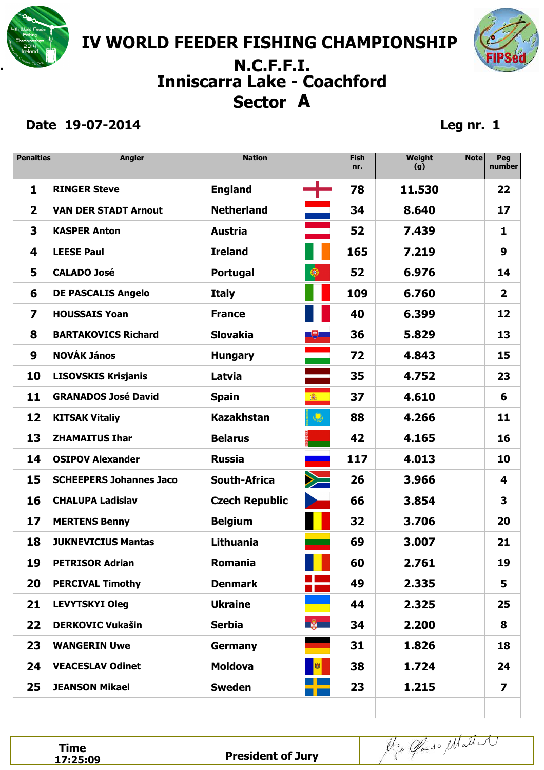# IV WORLD FEEDER FISHING CHAMPIONSHIP

## N.C.F.F.I.

## Inniscarra Lake - Coachford

## Sector A

**Date 19-07-2014** **Leg nr. 1**

| Penalties | Angler | Nation | | Fish nr. | Weight (g) | Note | Peg number |
|---|---|---|---|---|---|---|---|
| 1 | RINGER Steve | England | | 78 | 11.530 | | 22 |
| 2 | VAN DER STADT Arnout | Netherland | | 34 | 8.640 | | 17 |
| 3 | KASPER Anton | Austria | | 52 | 7.439 | | 1 |
| 4 | LEESE Paul | Ireland | | 165 | 7.219 | | 9 |
| 5 | CALADO José | Portugal | | 52 | 6.976 | | 14 |
| 6 | DE PASCALIS Angelo | Italy | | 109 | 6.760 | | 2 |
| 7 | HOUSSAIS Yoan | France | | 40 | 6.399 | | 12 |
| 8 | BARTAKOVICS Richard | Slovakia | | 36 | 5.829 | | 13 |
| 9 | NOVÁK János | Hungary | | 72 | 4.843 | | 15 |
| 10 | LISOVSKIS Krisjanis | Latvia | | 35 | 4.752 | | 23 |
| 11 | GRANADOS José David | Spain | | 37 | 4.610 | | 6 |
| 12 | KITSAK Vitaliy | Kazakhstan | | 88 | 4.266 | | 11 |
| 13 | ZHAMAITUS Ihar | Belarus | | 42 | 4.165 | | 16 |
| 14 | OSIPOV Alexander | Russia | | 117 | 4.013 | | 10 |
| 15 | SCHEEPERS Johannes Jaco | South-Africa | | 26 | 3.966 | | 4 |
| 16 | CHALUPA Ladislav | Czech Republic | | 66 | 3.854 | | 3 |
| 17 | MERTENS Benny | Belgium | | 32 | 3.706 | | 20 |
| 18 | JUKNEVICIUS Mantas | Lithuania | | 69 | 3.007 | | 21 |
| 19 | PETRISOR Adrian | Romania | | 60 | 2.761 | | 19 |
| 20 | PERCIVAL Timothy | Denmark | | 49 | 2.335 | | 5 |
| 21 | LEVYTSKYI Oleg | Ukraine | | 44 | 2.325 | | 25 |
| 22 | DERKOVIC Vukašin | Serbia | | 34 | 2.200 | | 8 |
| 23 | WANGERIN Uwe | Germany | | 31 | 1.826 | | 18 |
| 24 | VEACESLAV Odinet | Moldova | | 38 | 1.724 | | 24 |
| 25 | JEANSON Mikael | Sweden | | 23 | 1.215 | | 7 |

| Time 17:25:09 | President of Jury | |
|---|---|---|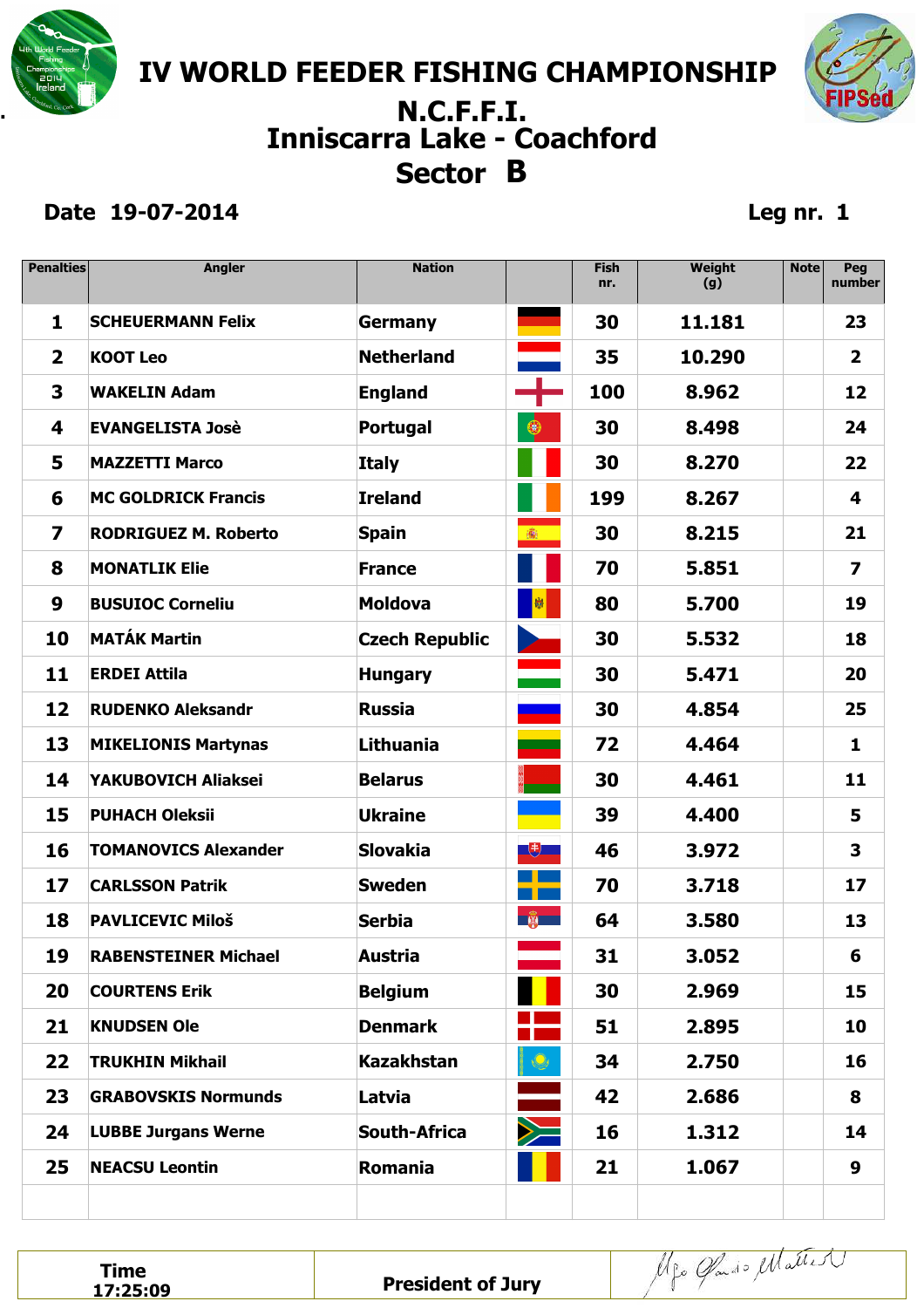# IV WORLD FEEDER FISHING CHAMPIONSHIP

## N.C.F.F.I.

## Inniscarra Lake - Coachford

## Sector B

**Date 19-07-2014** **Leg nr. 1**

| Penalties | Angler | Nation | | Fish nr. | Weight (g) | Note | Peg number |
|---|---|---|---|---|---|---|---|
| 1 | SCHEUERMANN Felix | Germany | | 30 | 11.181 | | 23 |
| 2 | KOOT Leo | Netherland | | 35 | 10.290 | | 2 |
| 3 | WAKELIN Adam | England | | 100 | 8.962 | | 12 |
| 4 | EVANGELISTA Josè | Portugal | | 30 | 8.498 | | 24 |
| 5 | MAZZETTI Marco | Italy | | 30 | 8.270 | | 22 |
| 6 | MC GOLDRICK Francis | Ireland | | 199 | 8.267 | | 4 |
| 7 | RODRIGUEZ M. Roberto | Spain | | 30 | 8.215 | | 21 |
| 8 | MONATLIK Elie | France | | 70 | 5.851 | | 7 |
| 9 | BUSUIOC Corneliu | Moldova | | 80 | 5.700 | | 19 |
| 10 | MATÁK Martin | Czech Republic | | 30 | 5.532 | | 18 |
| 11 | ERDEI Attila | Hungary | | 30 | 5.471 | | 20 |
| 12 | RUDENKO Aleksandr | Russia | | 30 | 4.854 | | 25 |
| 13 | MIKELIONIS Martynas | Lithuania | | 72 | 4.464 | | 1 |
| 14 | YAKUBOVICH Aliaksei | Belarus | | 30 | 4.461 | | 11 |
| 15 | PUHACH Oleksii | Ukraine | | 39 | 4.400 | | 5 |
| 16 | TOMANOVICS Alexander | Slovakia | | 46 | 3.972 | | 3 |
| 17 | CARLSSON Patrik | Sweden | | 70 | 3.718 | | 17 |
| 18 | PAVLICEVIC Miloš | Serbia | | 64 | 3.580 | | 13 |
| 19 | RABENSTEINER Michael | Austria | | 31 | 3.052 | | 6 |
| 20 | COURTENS Erik | Belgium | | 30 | 2.969 | | 15 |
| 21 | KNUDSEN Ole | Denmark | | 51 | 2.895 | | 10 |
| 22 | TRUKHIN Mikhail | Kazakhstan | | 34 | 2.750 | | 16 |
| 23 | GRABOVSKIS Normunds | Latvia | | 42 | 2.686 | | 8 |
| 24 | LUBBE Jurgans Werne | South-Africa | | 16 | 1.312 | | 14 |
| 25 | NEACSU Leontin | Romania | | 21 | 1.067 | | 9 |

| Time 17:25:09 | President of Jury | |
|---|---|---|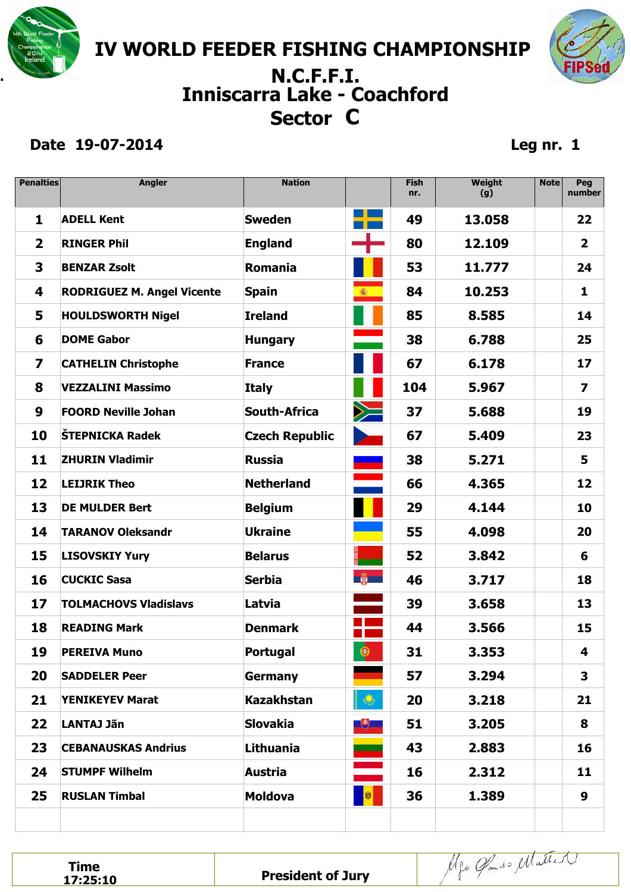# IV WORLD FEEDER FISHING CHAMPIONSHIP

## N.C.F.F.I.

## Inniscarra Lake - Coachford

## Sector C

**Date 19-07-2014** **Leg nr. 1**

| Penalties | Angler | Nation | | Fish nr. | Weight (g) | Note | Peg number |
|---|---|---|---|---|---|---|---|
| 1 | ADELL Kent | Sweden | | 49 | 13.058 | | 22 |
| 2 | RINGER Phil | England | | 80 | 12.109 | | 2 |
| 3 | BENZAR Zsolt | Romania | | 53 | 11.777 | | 24 |
| 4 | RODRIGUEZ M. Angel Vicente | Spain | | 84 | 10.253 | | 1 |
| 5 | HOULDSWORTH Nigel | Ireland | | 85 | 8.585 | | 14 |
| 6 | DOME Gabor | Hungary | | 38 | 6.788 | | 25 |
| 7 | CATHELIN Christophe | France | | 67 | 6.178 | | 17 |
| 8 | VEZZALINI Massimo | Italy | | 104 | 5.967 | | 7 |
| 9 | FOORD Neville Johan | South-Africa | | 37 | 5.688 | | 19 |
| 10 | ŠTEPNICKA Radek | Czech Republic | | 67 | 5.409 | | 23 |
| 11 | ZHURIN Vladimir | Russia | | 38 | 5.271 | | 5 |
| 12 | LEIJRIK Theo | Netherland | | 66 | 4.365 | | 12 |
| 13 | DE MULDER Bert | Belgium | | 29 | 4.144 | | 10 |
| 14 | TARANOV Oleksandr | Ukraine | | 55 | 4.098 | | 20 |
| 15 | LISOVSKIY Yury | Belarus | | 52 | 3.842 | | 6 |
| 16 | CUCKIC Sasa | Serbia | | 46 | 3.717 | | 18 |
| 17 | TOLMACHOVS Vladislavs | Latvia | | 39 | 3.658 | | 13 |
| 18 | READING Mark | Denmark | | 44 | 3.566 | | 15 |
| 19 | PEREIVA Muno | Portugal | | 31 | 3.353 | | 4 |
| 20 | SADDELER Peer | Germany | | 57 | 3.294 | | 3 |
| 21 | YENIKEYEV Marat | Kazakhstan | | 20 | 3.218 | | 21 |
| 22 | LANTAJ Jãn | Slovakia | | 51 | 3.205 | | 8 |
| 23 | CEBANAUSKAS Andrius | Lithuania | | 43 | 2.883 | | 16 |
| 24 | STUMPF Wilhelm | Austria | | 16 | 2.312 | | 11 |
| 25 | RUSLAN Timbal | Moldova | | 36 | 1.389 | | 9 |

| Time 17:25:10 | President of Jury | |
|---|---|---|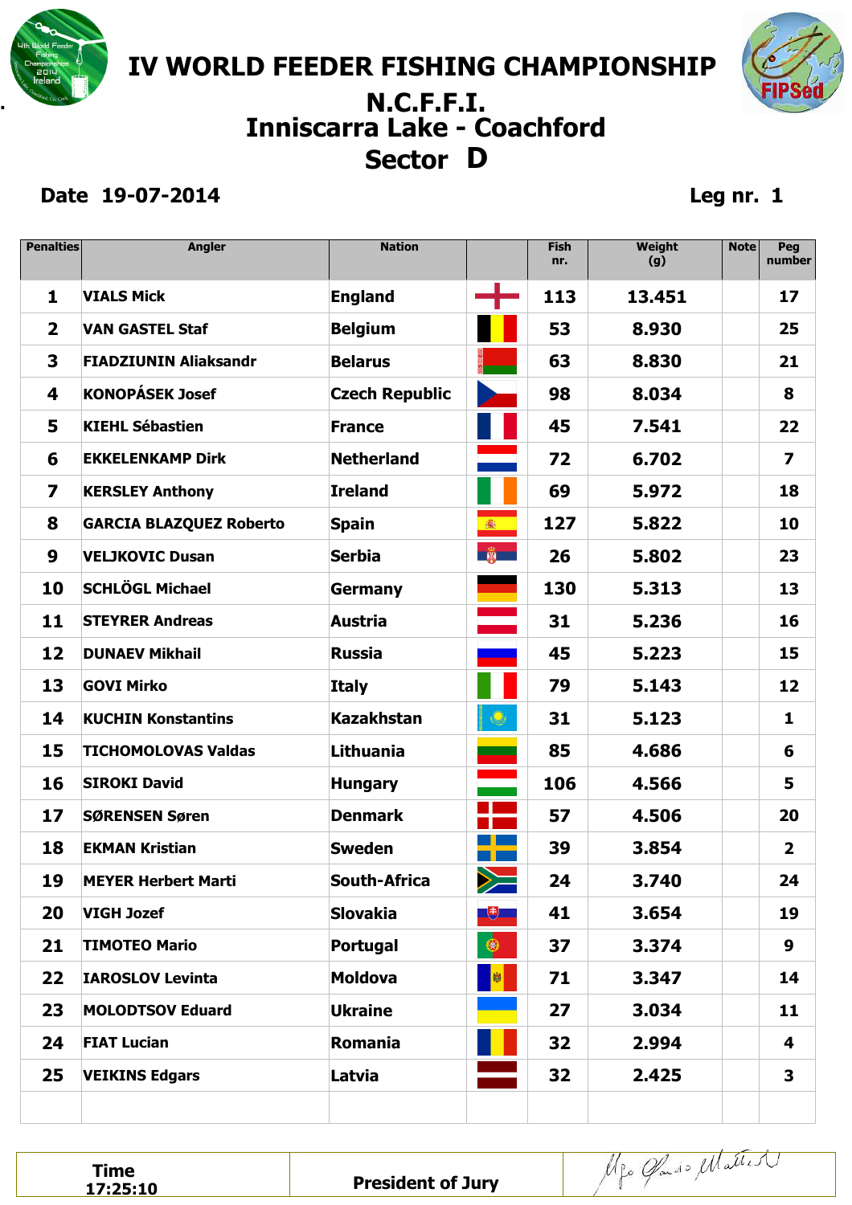# IV WORLD FEEDER FISHING CHAMPIONSHIP

## N.C.F.F.I.

## Inniscarra Lake - Coachford

## Sector D

**Date 19-07-2014** **Leg nr. 1**

| Penalties | Angler | Nation | | Fish nr. | Weight (g) | Note | Peg number |
|---|---|---|---|---|---|---|---|
| 1 | VIALS Mick | England | | 113 | 13.451 | | 17 |
| 2 | VAN GASTEL Staf | Belgium | | 53 | 8.930 | | 25 |
| 3 | FIADZIUNIN Aliaksandr | Belarus | | 63 | 8.830 | | 21 |
| 4 | KONOPÁSEK Josef | Czech Republic | | 98 | 8.034 | | 8 |
| 5 | KIEHL Sébastien | France | | 45 | 7.541 | | 22 |
| 6 | EKKELENKAMP Dirk | Netherland | | 72 | 6.702 | | 7 |
| 7 | KERSLEY Anthony | Ireland | | 69 | 5.972 | | 18 |
| 8 | GARCIA BLAZQUEZ Roberto | Spain | | 127 | 5.822 | | 10 |
| 9 | VELJKOVIC Dusan | Serbia | | 26 | 5.802 | | 23 |
| 10 | SCHLÖGL Michael | Germany | | 130 | 5.313 | | 13 |
| 11 | STEYRER Andreas | Austria | | 31 | 5.236 | | 16 |
| 12 | DUNAEV Mikhail | Russia | | 45 | 5.223 | | 15 |
| 13 | GOVI Mirko | Italy | | 79 | 5.143 | | 12 |
| 14 | KUCHIN Konstantins | Kazakhstan | | 31 | 5.123 | | 1 |
| 15 | TICHOMOLOVAS Valdas | Lithuania | | 85 | 4.686 | | 6 |
| 16 | SIROKI David | Hungary | | 106 | 4.566 | | 5 |
| 17 | SØRENSEN Søren | Denmark | | 57 | 4.506 | | 20 |
| 18 | EKMAN Kristian | Sweden | | 39 | 3.854 | | 2 |
| 19 | MEYER Herbert Marti | South-Africa | | 24 | 3.740 | | 24 |
| 20 | VIGH Jozef | Slovakia | | 41 | 3.654 | | 19 |
| 21 | TIMOTEO Mario | Portugal | | 37 | 3.374 | | 9 |
| 22 | IAROSLOV Levinta | Moldova | | 71 | 3.347 | | 14 |
| 23 | MOLODTSOV Eduard | Ukraine | | 27 | 3.034 | | 11 |
| 24 | FIAT Lucian | Romania | | 32 | 2.994 | | 4 |
| 25 | VEIKINS Edgars | Latvia | | 32 | 2.425 | | 3 |

| Time 17:25:10 | President of Jury | |
|---|---|---|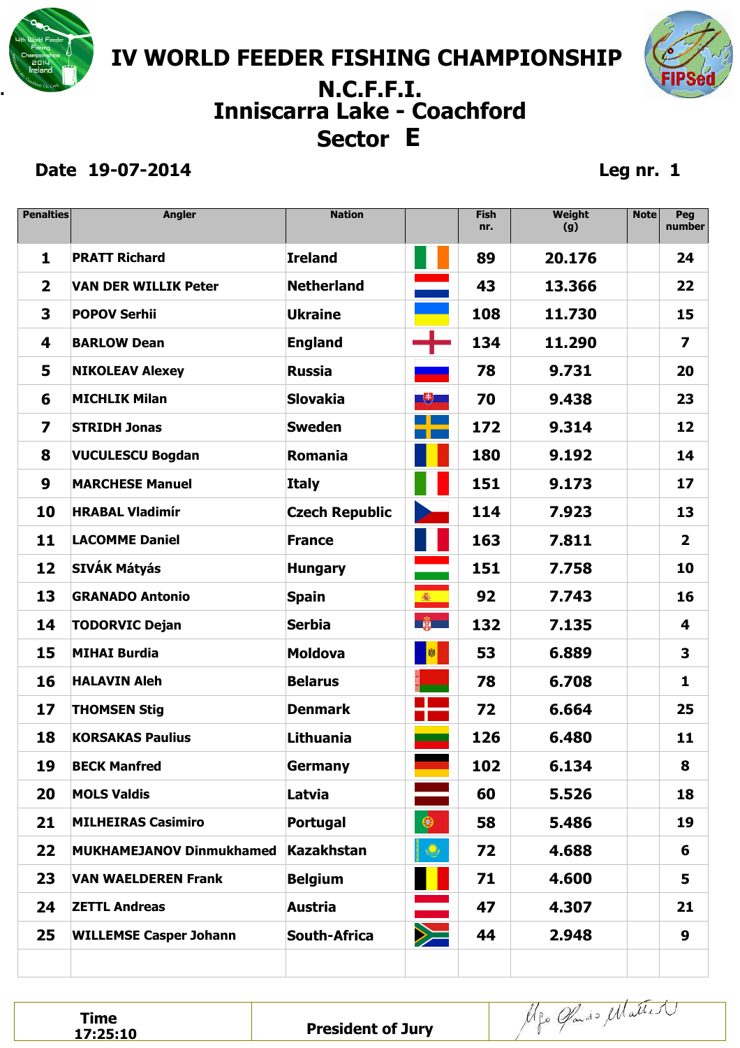# IV WORLD FEEDER FISHING CHAMPIONSHIP

## N.C.F.F.I.
## Inniscarra Lake - Coachford
## Sector E

**Date 19-07-2014** **Leg nr. 1**

| Penalties | Angler | Nation | | Fish nr. | Weight (g) | Note | Peg number |
|---|---|---|---|---|---|---|---|
| 1 | PRATT Richard | Ireland | | 89 | 20.176 | | 24 |
| 2 | VAN DER WILLIK Peter | Netherland | | 43 | 13.366 | | 22 |
| 3 | POPOV Serhii | Ukraine | | 108 | 11.730 | | 15 |
| 4 | BARLOW Dean | England | | 134 | 11.290 | | 7 |
| 5 | NIKOLEAV Alexey | Russia | | 78 | 9.731 | | 20 |
| 6 | MICHLIK Milan | Slovakia | | 70 | 9.438 | | 23 |
| 7 | STRIDH Jonas | Sweden | | 172 | 9.314 | | 12 |
| 8 | VUCULESCU Bogdan | Romania | | 180 | 9.192 | | 14 |
| 9 | MARCHESE Manuel | Italy | | 151 | 9.173 | | 17 |
| 10 | HRABAL Vladimír | Czech Republic | | 114 | 7.923 | | 13 |
| 11 | LACOMME Daniel | France | | 163 | 7.811 | | 2 |
| 12 | SIVÁK Mátyás | Hungary | | 151 | 7.758 | | 10 |
| 13 | GRANADO Antonio | Spain | | 92 | 7.743 | | 16 |
| 14 | TODORVIC Dejan | Serbia | | 132 | 7.135 | | 4 |
| 15 | MIHAI Burdia | Moldova | | 53 | 6.889 | | 3 |
| 16 | HALAVIN Aleh | Belarus | | 78 | 6.708 | | 1 |
| 17 | THOMSEN Stig | Denmark | | 72 | 6.664 | | 25 |
| 18 | KORSAKAS Paulius | Lithuania | | 126 | 6.480 | | 11 |
| 19 | BECK Manfred | Germany | | 102 | 6.134 | | 8 |
| 20 | MOLS Valdis | Latvia | | 60 | 5.526 | | 18 |
| 21 | MILHEIRAS Casimiro | Portugal | | 58 | 5.486 | | 19 |
| 22 | MUKHAMEJANOV Dinmukhamed | Kazakhstan | | 72 | 4.688 | | 6 |
| 23 | VAN WAELDEREN Frank | Belgium | | 71 | 4.600 | | 5 |
| 24 | ZETTL Andreas | Austria | | 47 | 4.307 | | 21 |
| 25 | WILLEMSE Casper Johann | South-Africa | | 44 | 2.948 | | 9 |
| | | | | | | | |

| Time 17:25:10 | President of Jury | |
|---|---|---|